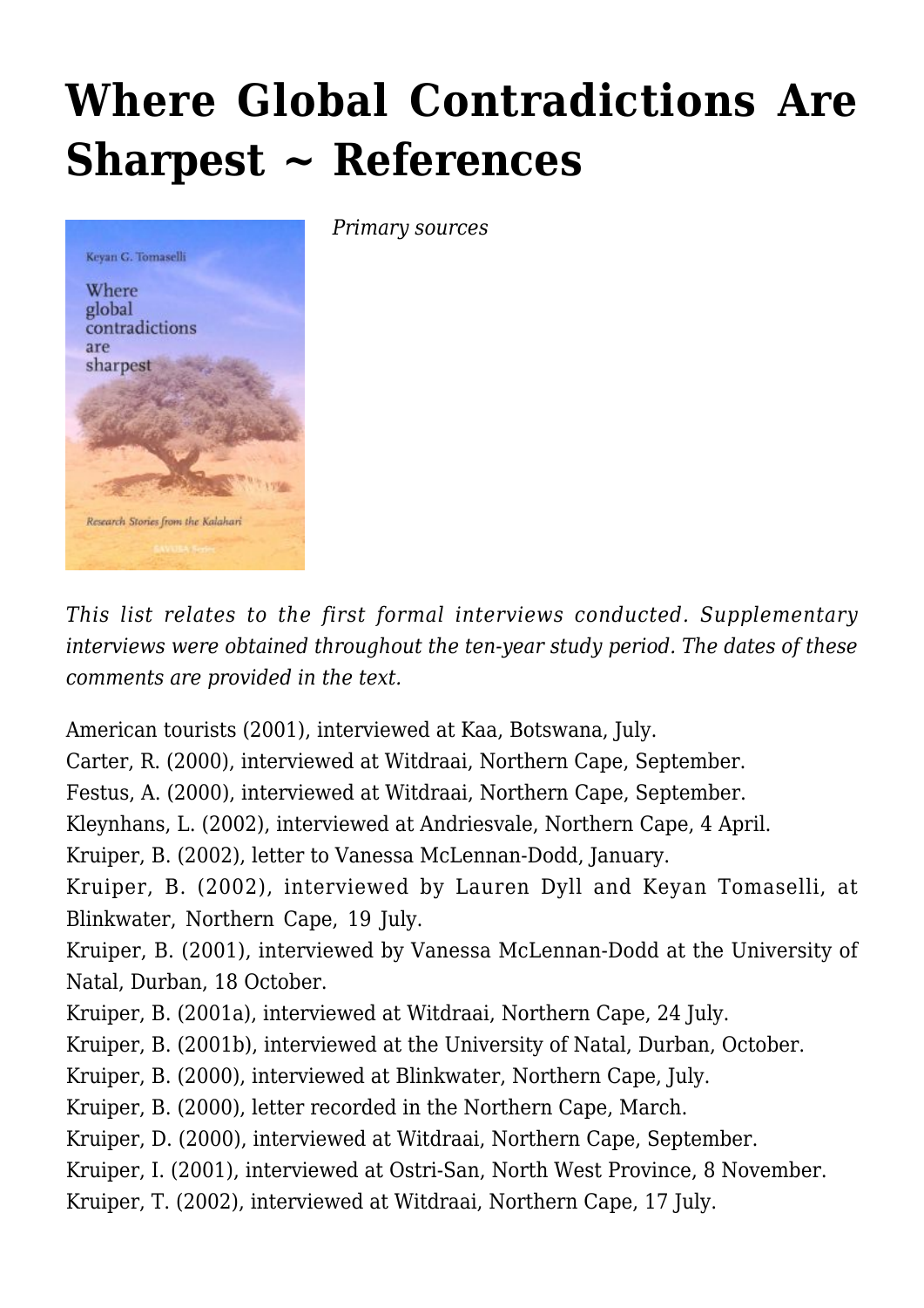# Where Global Contradictions Are Sharpest ~ References

*Primary sources*

*This list relates to the first formal interviews conducted. Supplementary interviews were obtained throughout the ten-year study period. The dates of these comments are provided in the text.*

American tourists (2001), interviewed at Kaa, Botswana, July.
Carter, R. (2000), interviewed at Witdraai, Northern Cape, September.
Festus, A. (2000), interviewed at Witdraai, Northern Cape, September.
Kleynhans, L. (2002), interviewed at Andriesvale, Northern Cape, 4 April.
Kruiper, B. (2002), letter to Vanessa McLennan-Dodd, January.
Kruiper, B. (2002), interviewed by Lauren Dyll and Keyan Tomaselli, at Blinkwater, Northern Cape, 19 July.
Kruiper, B. (2001), interviewed by Vanessa McLennan-Dodd at the University of Natal, Durban, 18 October.
Kruiper, B. (2001a), interviewed at Witdraai, Northern Cape, 24 July.
Kruiper, B. (2001b), interviewed at the University of Natal, Durban, October.
Kruiper, B. (2000), interviewed at Blinkwater, Northern Cape, July.
Kruiper, B. (2000), letter recorded in the Northern Cape, March.
Kruiper, D. (2000), interviewed at Witdraai, Northern Cape, September.
Kruiper, I. (2001), interviewed at Ostri-San, North West Province, 8 November.
Kruiper, T. (2002), interviewed at Witdraai, Northern Cape, 17 July.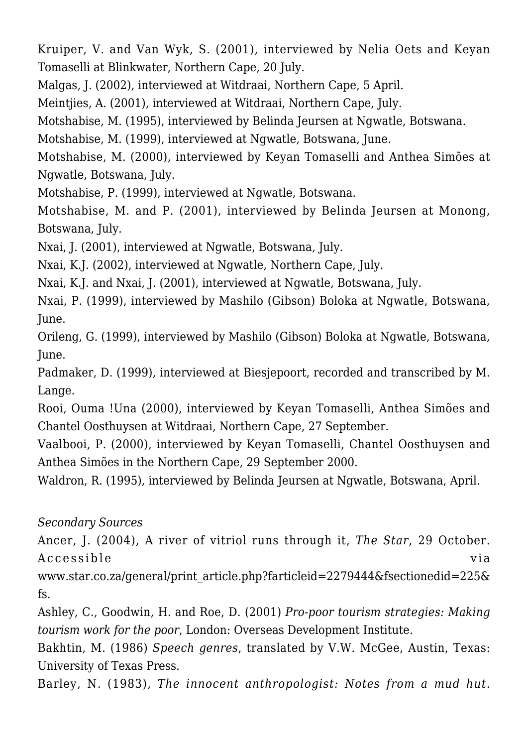Kruiper, V. and Van Wyk, S. (2001), interviewed by Nelia Oets and Keyan Tomaselli at Blinkwater, Northern Cape, 20 July.

Malgas, J. (2002), interviewed at Witdraai, Northern Cape, 5 April.

Meintjies, A. (2001), interviewed at Witdraai, Northern Cape, July.

Motshabise, M. (1995), interviewed by Belinda Jeursen at Ngwatle, Botswana.

Motshabise, M. (1999), interviewed at Ngwatle, Botswana, June.

Motshabise, M. (2000), interviewed by Keyan Tomaselli and Anthea Simões at Ngwatle, Botswana, July.

Motshabise, P. (1999), interviewed at Ngwatle, Botswana.

Motshabise, M. and P. (2001), interviewed by Belinda Jeursen at Monong, Botswana, July.

Nxai, J. (2001), interviewed at Ngwatle, Botswana, July.

Nxai, K.J. (2002), interviewed at Ngwatle, Northern Cape, July.

Nxai, K.J. and Nxai, J. (2001), interviewed at Ngwatle, Botswana, July.

Nxai, P. (1999), interviewed by Mashilo (Gibson) Boloka at Ngwatle, Botswana, June.

Orileng, G. (1999), interviewed by Mashilo (Gibson) Boloka at Ngwatle, Botswana, June.

Padmaker, D. (1999), interviewed at Biesjepoort, recorded and transcribed by M. Lange.

Rooi, Ouma !Una (2000), interviewed by Keyan Tomaselli, Anthea Simões and Chantel Oosthuysen at Witdraai, Northern Cape, 27 September.

Vaalbooi, P. (2000), interviewed by Keyan Tomaselli, Chantel Oosthuysen and Anthea Simões in the Northern Cape, 29 September 2000.

Waldron, R. (1995), interviewed by Belinda Jeursen at Ngwatle, Botswana, April.

*Secondary Sources*

Ancer, J. (2004), A river of vitriol runs through it, *The Star*, 29 October. Accessible via www.star.co.za/general/print_article.php?farticleid=2279444&fsectionedid=225&fs.

Ashley, C., Goodwin, H. and Roe, D. (2001) *Pro-poor tourism strategies: Making tourism work for the poor*, London: Overseas Development Institute.

Bakhtin, M. (1986) *Speech genres*, translated by V.W. McGee, Austin, Texas: University of Texas Press.

Barley, N. (1983), *The innocent anthropologist: Notes from a mud hut*.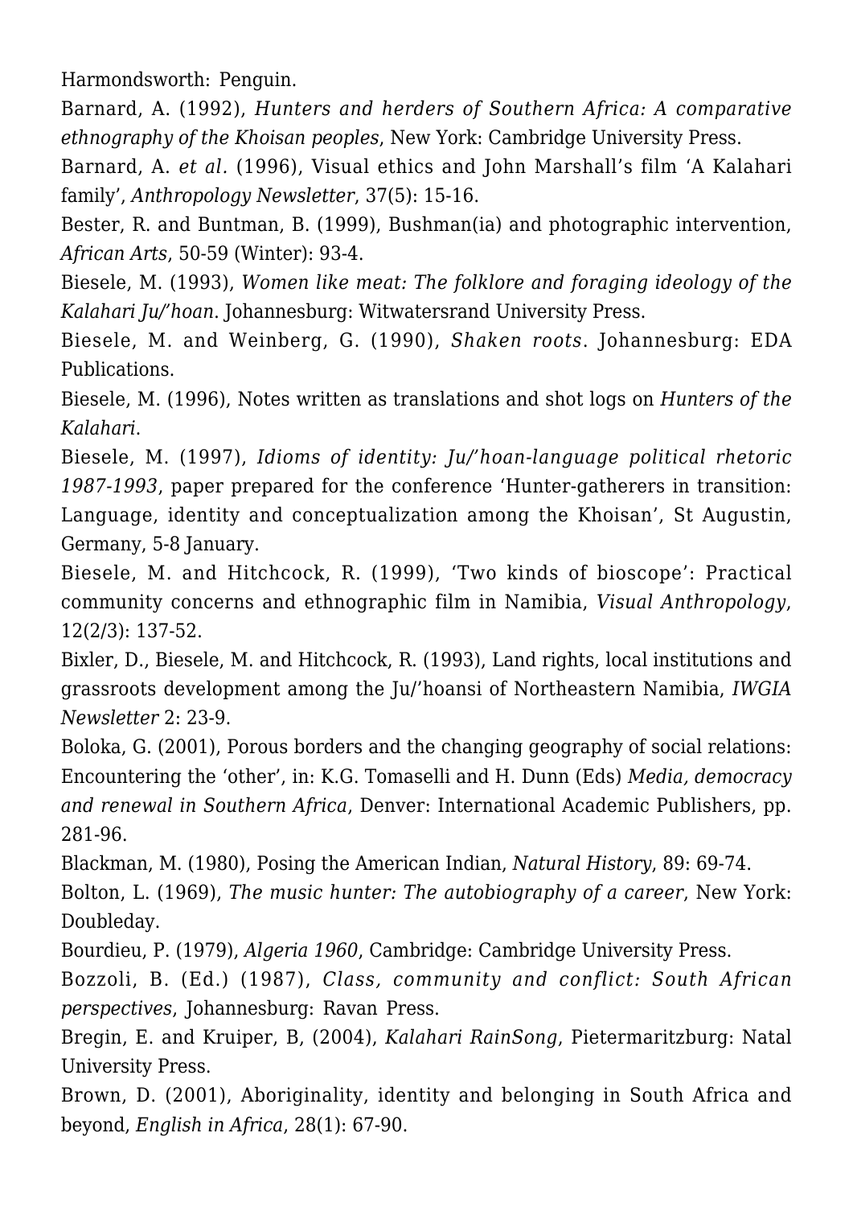Harmondsworth: Penguin.

Barnard, A. (1992), *Hunters and herders of Southern Africa: A comparative ethnography of the Khoisan peoples*, New York: Cambridge University Press.

Barnard, A. *et al*. (1996), Visual ethics and John Marshall's film 'A Kalahari family', *Anthropology Newsletter*, 37(5): 15-16.

Bester, R. and Buntman, B. (1999), Bushman(ia) and photographic intervention, *African Arts*, 50-59 (Winter): 93-4.

Biesele, M. (1993), *Women like meat: The folklore and foraging ideology of the Kalahari Ju/'hoan*. Johannesburg: Witwatersrand University Press.

Biesele, M. and Weinberg, G. (1990), *Shaken roots*. Johannesburg: EDA Publications.

Biesele, M. (1996), Notes written as translations and shot logs on *Hunters of the Kalahari*.

Biesele, M. (1997), *Idioms of identity: Ju/'hoan-language political rhetoric 1987-1993*, paper prepared for the conference 'Hunter-gatherers in transition: Language, identity and conceptualization among the Khoisan', St Augustin, Germany, 5-8 January.

Biesele, M. and Hitchcock, R. (1999), 'Two kinds of bioscope': Practical community concerns and ethnographic film in Namibia, *Visual Anthropology*, 12(2/3): 137-52.

Bixler, D., Biesele, M. and Hitchcock, R. (1993), Land rights, local institutions and grassroots development among the Ju/'hoansi of Northeastern Namibia, *IWGIA Newsletter* 2: 23-9.

Boloka, G. (2001), Porous borders and the changing geography of social relations: Encountering the 'other', in: K.G. Tomaselli and H. Dunn (Eds) *Media, democracy and renewal in Southern Africa*, Denver: International Academic Publishers, pp. 281-96.

Blackman, M. (1980), Posing the American Indian, *Natural History*, 89: 69-74.

Bolton, L. (1969), *The music hunter: The autobiography of a career*, New York: Doubleday.

Bourdieu, P. (1979), *Algeria 1960*, Cambridge: Cambridge University Press.

Bozzoli, B. (Ed.) (1987), *Class, community and conflict: South African perspectives*, Johannesburg: Ravan Press.

Bregin, E. and Kruiper, B, (2004), *Kalahari RainSong*, Pietermaritzburg: Natal University Press.

Brown, D. (2001), Aboriginality, identity and belonging in South Africa and beyond, *English in Africa*, 28(1): 67-90.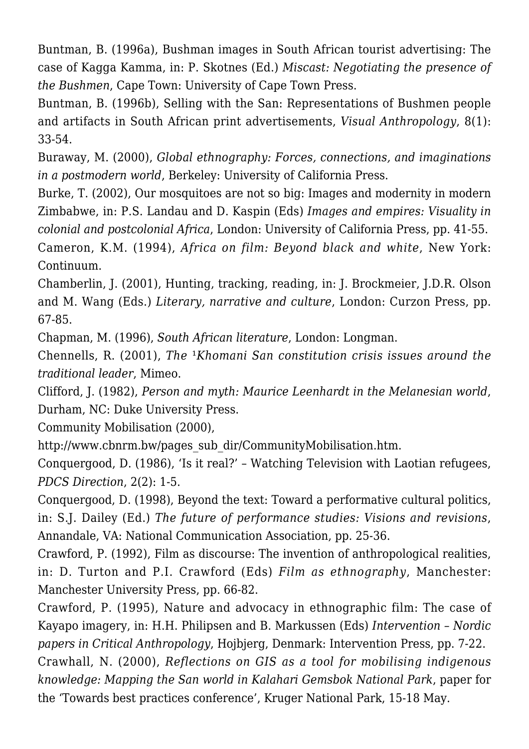Buntman, B. (1996a), Bushman images in South African tourist advertising: The case of Kagga Kamma, in: P. Skotnes (Ed.) *Miscast: Negotiating the presence of the Bushmen*, Cape Town: University of Cape Town Press.

Buntman, B. (1996b), Selling with the San: Representations of Bushmen people and artifacts in South African print advertisements, *Visual Anthropology*, 8(1): 33-54.

Buraway, M. (2000), *Global ethnography: Forces, connections, and imaginations in a postmodern world*, Berkeley: University of California Press.

Burke, T. (2002), Our mosquitoes are not so big: Images and modernity in modern Zimbabwe, in: P.S. Landau and D. Kaspin (Eds) *Images and empires: Visuality in colonial and postcolonial Africa*, London: University of California Press, pp. 41-55.

Cameron, K.M. (1994), *Africa on film: Beyond black and white*, New York: Continuum.

Chamberlin, J. (2001), Hunting, tracking, reading, in: J. Brockmeier, J.D.R. Olson and M. Wang (Eds.) *Literary, narrative and culture*, London: Curzon Press, pp. 67-85.

Chapman, M. (1996), *South African literature*, London: Longman.

Chennells, R. (2001), *The ǂKhomani San constitution crisis issues around the traditional leader*, Mimeo.

Clifford, J. (1982), *Person and myth: Maurice Leenhardt in the Melanesian world*, Durham, NC: Duke University Press.

Community Mobilisation (2000), http://www.cbnrm.bw/pages_sub_dir/CommunityMobilisation.htm.

Conquergood, D. (1986), 'Is it real?' – Watching Television with Laotian refugees, *PDCS Direction*, 2(2): 1-5.

Conquergood, D. (1998), Beyond the text: Toward a performative cultural politics, in: S.J. Dailey (Ed.) *The future of performance studies: Visions and revisions*, Annandale, VA: National Communication Association, pp. 25-36.

Crawford, P. (1992), Film as discourse: The invention of anthropological realities, in: D. Turton and P.I. Crawford (Eds) *Film as ethnography*, Manchester: Manchester University Press, pp. 66-82.

Crawford, P. (1995), Nature and advocacy in ethnographic film: The case of Kayapo imagery, in: H.H. Philipsen and B. Markussen (Eds) *Intervention – Nordic papers in Critical Anthropology*, Hojbjerg, Denmark: Intervention Press, pp. 7-22.

Crawhall, N. (2000), *Reflections on GIS as a tool for mobilising indigenous knowledge: Mapping the San world in Kalahari Gemsbok National Park*, paper for the 'Towards best practices conference', Kruger National Park, 15-18 May.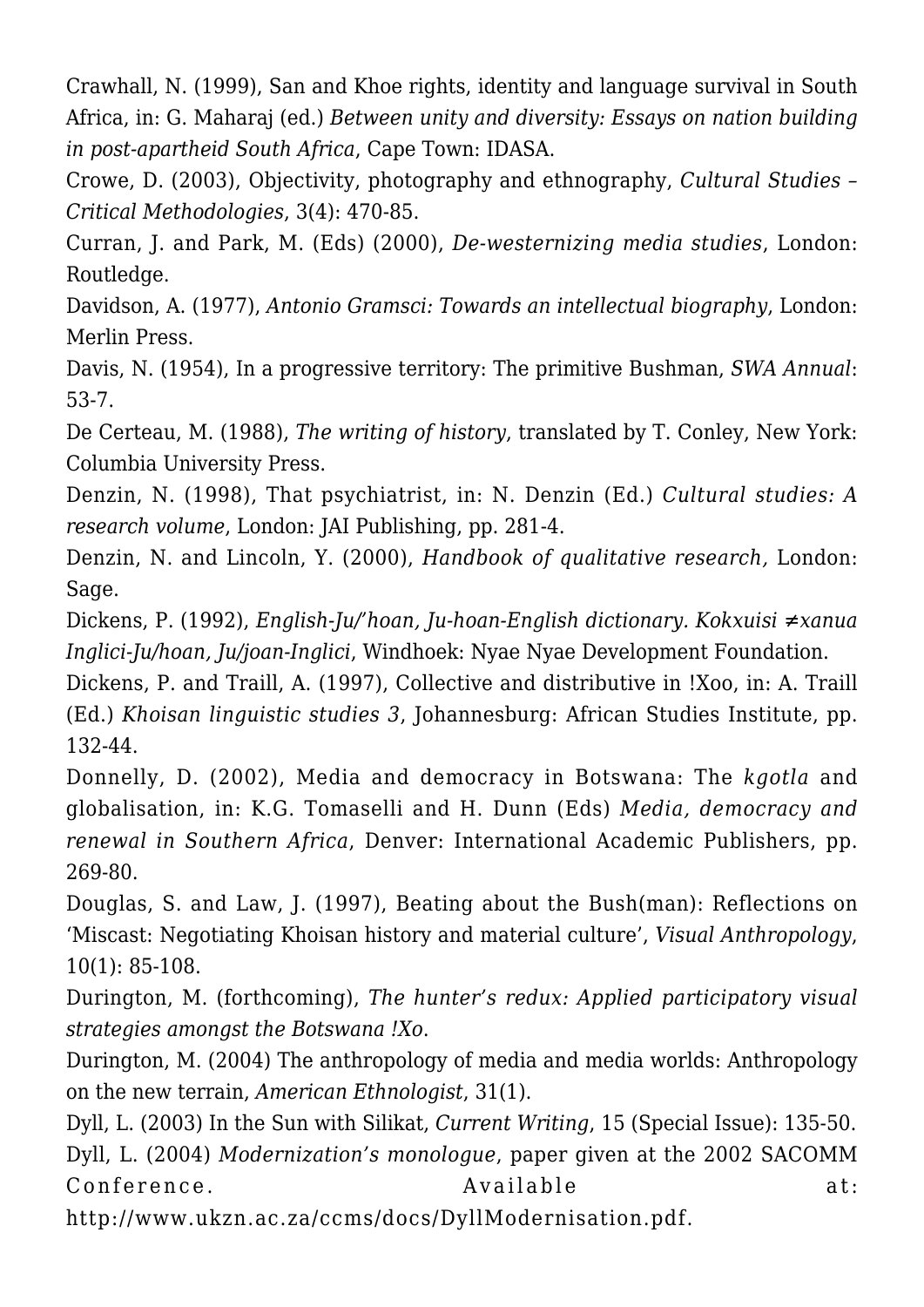Crawhall, N. (1999), San and Khoe rights, identity and language survival in South Africa, in: G. Maharaj (ed.) *Between unity and diversity: Essays on nation building in post-apartheid South Africa*, Cape Town: IDASA.

Crowe, D. (2003), Objectivity, photography and ethnography, *Cultural Studies – Critical Methodologies*, 3(4): 470-85.

Curran, J. and Park, M. (Eds) (2000), *De-westernizing media studies*, London: Routledge.

Davidson, A. (1977), *Antonio Gramsci: Towards an intellectual biography*, London: Merlin Press.

Davis, N. (1954), In a progressive territory: The primitive Bushman, *SWA Annual*: 53-7.

De Certeau, M. (1988), *The writing of history*, translated by T. Conley, New York: Columbia University Press.

Denzin, N. (1998), That psychiatrist, in: N. Denzin (Ed.) *Cultural studies: A research volume*, London: JAI Publishing, pp. 281-4.

Denzin, N. and Lincoln, Y. (2000), *Handbook of qualitative research,* London: Sage.

Dickens, P. (1992), *English-Ju/'hoan, Ju-hoan-English dictionary. Kokxuisi ≠xanua Inglici-Ju/hoan, Ju/joan-Inglici*, Windhoek: Nyae Nyae Development Foundation.

Dickens, P. and Traill, A. (1997), Collective and distributive in !Xoo, in: A. Traill (Ed.) *Khoisan linguistic studies 3*, Johannesburg: African Studies Institute, pp. 132-44.

Donnelly, D. (2002), Media and democracy in Botswana: The *kgotla* and globalisation, in: K.G. Tomaselli and H. Dunn (Eds) *Media, democracy and renewal in Southern Africa*, Denver: International Academic Publishers, pp. 269-80.

Douglas, S. and Law, J. (1997), Beating about the Bush(man): Reflections on 'Miscast: Negotiating Khoisan history and material culture', *Visual Anthropology*, 10(1): 85-108.

Durington, M. (forthcoming), *The hunter's redux: Applied participatory visual strategies amongst the Botswana !Xo*.

Durington, M. (2004) The anthropology of media and media worlds: Anthropology on the new terrain, *American Ethnologist*, 31(1).

Dyll, L. (2003) In the Sun with Silikat, *Current Writing*, 15 (Special Issue): 135-50.

Dyll, L. (2004) *Modernization's monologue*, paper given at the 2002 SACOMM Conference. Available at: http://www.ukzn.ac.za/ccms/docs/DyllModernisation.pdf.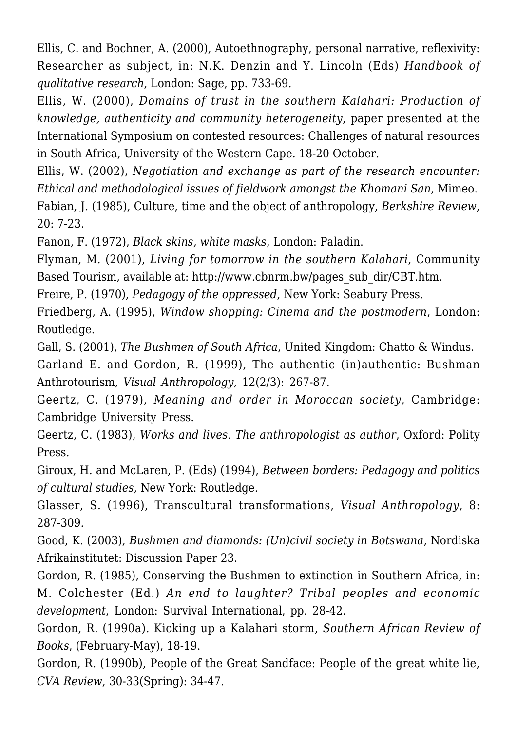Ellis, C. and Bochner, A. (2000), Autoethnography, personal narrative, reflexivity: Researcher as subject, in: N.K. Denzin and Y. Lincoln (Eds) *Handbook of qualitative research*, London: Sage, pp. 733-69.

Ellis, W. (2000), *Domains of trust in the southern Kalahari: Production of knowledge, authenticity and community heterogeneity*, paper presented at the International Symposium on contested resources: Challenges of natural resources in South Africa, University of the Western Cape. 18-20 October.

Ellis, W. (2002), *Negotiation and exchange as part of the research encounter: Ethical and methodological issues of fieldwork amongst the Khomani San*, Mimeo.

Fabian, J. (1985), Culture, time and the object of anthropology, *Berkshire Review*, 20: 7-23.

Fanon, F. (1972), *Black skins, white masks*, London: Paladin.

Flyman, M. (2001), *Living for tomorrow in the southern Kalahari*, Community Based Tourism, available at: http://www.cbnrm.bw/pages_sub_dir/CBT.htm.

Freire, P. (1970), *Pedagogy of the oppressed*, New York: Seabury Press.

Friedberg, A. (1995), *Window shopping: Cinema and the postmodern*, London: Routledge.

Gall, S. (2001), *The Bushmen of South Africa*, United Kingdom: Chatto & Windus.

Garland E. and Gordon, R. (1999), The authentic (in)authentic: Bushman Anthrotourism, *Visual Anthropology*, 12(2/3): 267-87.

Geertz, C. (1979), *Meaning and order in Moroccan society*, Cambridge: Cambridge University Press.

Geertz, C. (1983), *Works and lives. The anthropologist as author*, Oxford: Polity Press.

Giroux, H. and McLaren, P. (Eds) (1994), *Between borders: Pedagogy and politics of cultural studies*, New York: Routledge.

Glasser, S. (1996), Transcultural transformations, *Visual Anthropology*, 8: 287-309.

Good, K. (2003), *Bushmen and diamonds: (Un)civil society in Botswana*, Nordiska Afrikainstitutet: Discussion Paper 23.

Gordon, R. (1985), Conserving the Bushmen to extinction in Southern Africa, in: M. Colchester (Ed.) *An end to laughter? Tribal peoples and economic development*, London: Survival International, pp. 28-42.

Gordon, R. (1990a). Kicking up a Kalahari storm, *Southern African Review of Books*, (February-May), 18-19.

Gordon, R. (1990b), People of the Great Sandface: People of the great white lie, *CVA Review*, 30-33(Spring): 34-47.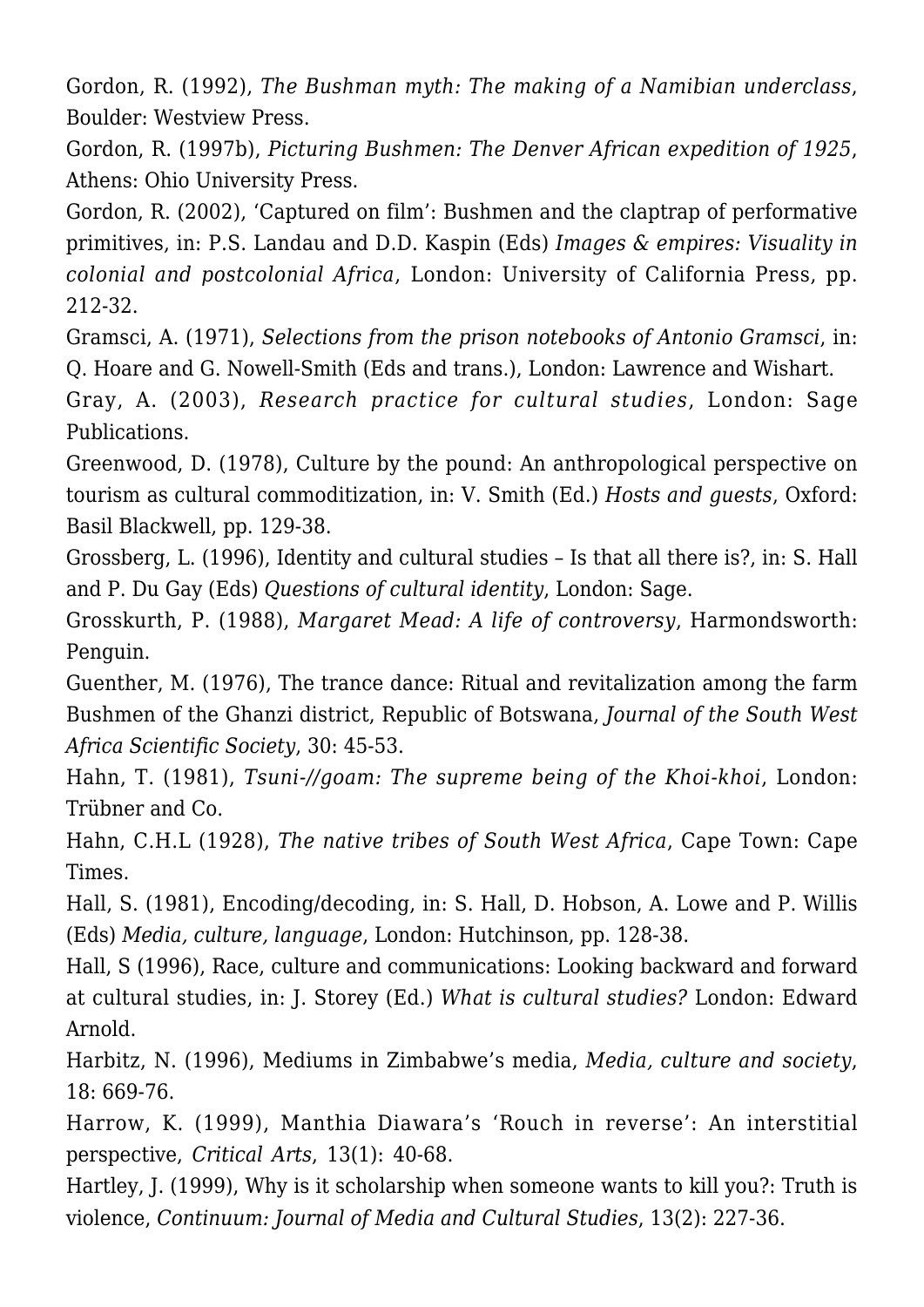Gordon, R. (1992), *The Bushman myth: The making of a Namibian underclass*, Boulder: Westview Press.

Gordon, R. (1997b), *Picturing Bushmen: The Denver African expedition of 1925*, Athens: Ohio University Press.

Gordon, R. (2002), 'Captured on film': Bushmen and the claptrap of performative primitives, in: P.S. Landau and D.D. Kaspin (Eds) *Images & empires: Visuality in colonial and postcolonial Africa*, London: University of California Press, pp. 212-32.

Gramsci, A. (1971), *Selections from the prison notebooks of Antonio Gramsci*, in: Q. Hoare and G. Nowell-Smith (Eds and trans.), London: Lawrence and Wishart.

Gray, A. (2003), *Research practice for cultural studies*, London: Sage Publications.

Greenwood, D. (1978), Culture by the pound: An anthropological perspective on tourism as cultural commoditization, in: V. Smith (Ed.) *Hosts and guests*, Oxford: Basil Blackwell, pp. 129-38.

Grossberg, L. (1996), Identity and cultural studies – Is that all there is?, in: S. Hall and P. Du Gay (Eds) *Questions of cultural identity*, London: Sage.

Grosskurth, P. (1988), *Margaret Mead: A life of controversy*, Harmondsworth: Penguin.

Guenther, M. (1976), The trance dance: Ritual and revitalization among the farm Bushmen of the Ghanzi district, Republic of Botswana, *Journal of the South West Africa Scientific Society*, 30: 45-53.

Hahn, T. (1981), *Tsuni-//goam: The supreme being of the Khoi-khoi*, London: Trübner and Co.

Hahn, C.H.L (1928), *The native tribes of South West Africa*, Cape Town: Cape Times.

Hall, S. (1981), Encoding/decoding, in: S. Hall, D. Hobson, A. Lowe and P. Willis (Eds) *Media, culture, language*, London: Hutchinson, pp. 128-38.

Hall, S (1996), Race, culture and communications: Looking backward and forward at cultural studies, in: J. Storey (Ed.) *What is cultural studies?* London: Edward Arnold.

Harbitz, N. (1996), Mediums in Zimbabwe's media, *Media, culture and society*, 18: 669-76.

Harrow, K. (1999), Manthia Diawara's 'Rouch in reverse': An interstitial perspective, *Critical Arts*, 13(1): 40-68.

Hartley, J. (1999), Why is it scholarship when someone wants to kill you?: Truth is violence, *Continuum: Journal of Media and Cultural Studies*, 13(2): 227-36.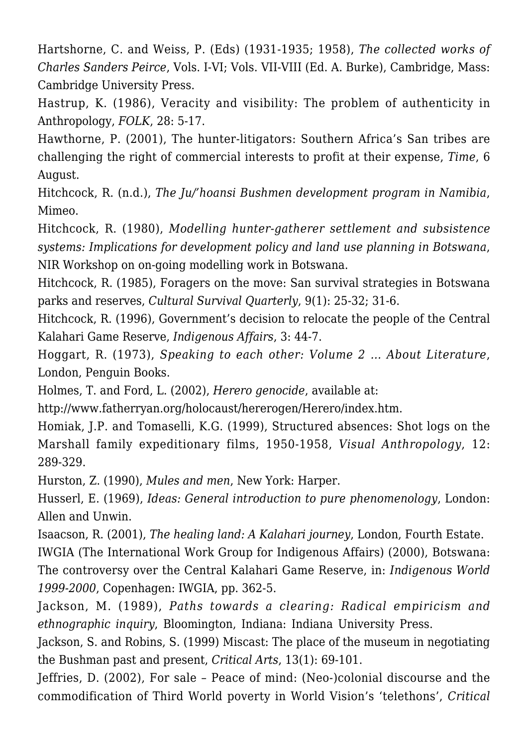Hartshorne, C. and Weiss, P. (Eds) (1931-1935; 1958), *The collected works of Charles Sanders Peirce*, Vols. I-VI; Vols. VII-VIII (Ed. A. Burke), Cambridge, Mass: Cambridge University Press.

Hastrup, K. (1986), Veracity and visibility: The problem of authenticity in Anthropology, *FOLK*, 28: 5-17.

Hawthorne, P. (2001), The hunter-litigators: Southern Africa's San tribes are challenging the right of commercial interests to profit at their expense, *Time*, 6 August.

Hitchcock, R. (n.d.), *The Ju/'hoansi Bushmen development program in Namibia*, Mimeo.

Hitchcock, R. (1980), *Modelling hunter-gatherer settlement and subsistence systems: Implications for development policy and land use planning in Botswana*, NIR Workshop on on-going modelling work in Botswana.

Hitchcock, R. (1985), Foragers on the move: San survival strategies in Botswana parks and reserves, *Cultural Survival Quarterly*, 9(1): 25-32; 31-6.

Hitchcock, R. (1996), Government's decision to relocate the people of the Central Kalahari Game Reserve, *Indigenous Affairs*, 3: 44-7.

Hoggart, R. (1973), *Speaking to each other: Volume 2 … About Literature*, London, Penguin Books.

Holmes, T. and Ford, L. (2002), *Herero genocide*, available at:
http://www.fatherryan.org/holocaust/hererogen/Herero/index.htm.

Homiak, J.P. and Tomaselli, K.G. (1999), Structured absences: Shot logs on the Marshall family expeditionary films, 1950-1958, *Visual Anthropology*, 12: 289-329.

Hurston, Z. (1990), *Mules and men*, New York: Harper.

Husserl, E. (1969), *Ideas: General introduction to pure phenomenology*, London: Allen and Unwin.

Isaacson, R. (2001), *The healing land: A Kalahari journey*, London, Fourth Estate.

IWGIA (The International Work Group for Indigenous Affairs) (2000), Botswana: The controversy over the Central Kalahari Game Reserve, in: *Indigenous World 1999-2000*, Copenhagen: IWGIA, pp. 362-5.

Jackson, M. (1989), *Paths towards a clearing: Radical empiricism and ethnographic inquiry*, Bloomington, Indiana: Indiana University Press.

Jackson, S. and Robins, S. (1999) Miscast: The place of the museum in negotiating the Bushman past and present, *Critical Arts*, 13(1): 69-101.

Jeffries, D. (2002), For sale – Peace of mind: (Neo-)colonial discourse and the commodification of Third World poverty in World Vision's 'telethons', *Critical*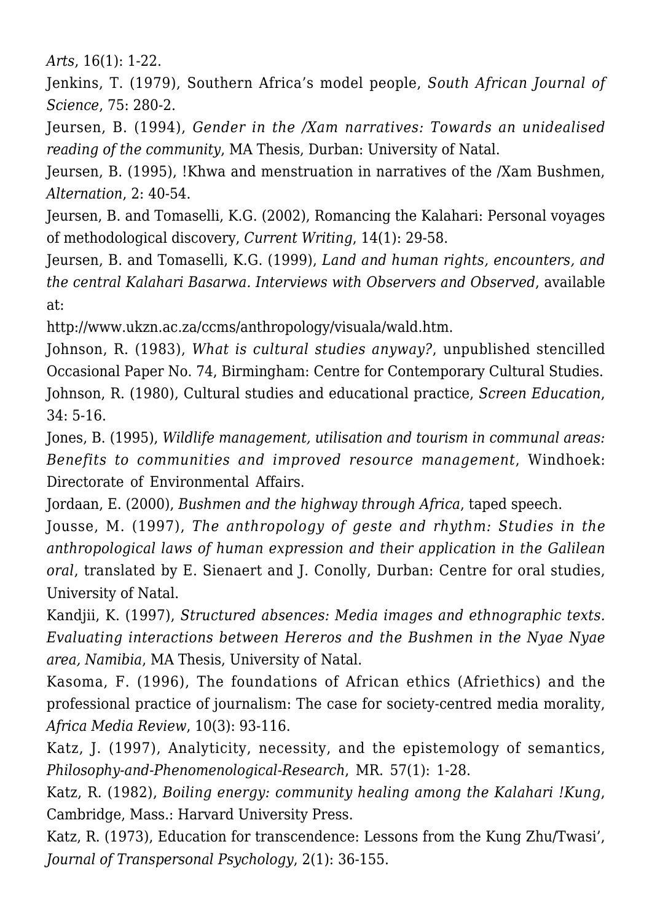*Arts*, 16(1): 1-22.

Jenkins, T. (1979), Southern Africa's model people, *South African Journal of Science*, 75: 280-2.

Jeursen, B. (1994), *Gender in the /Xam narratives: Towards an unidealised reading of the community*, MA Thesis, Durban: University of Natal.

Jeursen, B. (1995), !Khwa and menstruation in narratives of the /Xam Bushmen, *Alternation*, 2: 40-54.

Jeursen, B. and Tomaselli, K.G. (2002), Romancing the Kalahari: Personal voyages of methodological discovery, *Current Writing*, 14(1): 29-58.

Jeursen, B. and Tomaselli, K.G. (1999), *Land and human rights, encounters, and the central Kalahari Basarwa. Interviews with Observers and Observed*, available at:
http://www.ukzn.ac.za/ccms/anthropology/visuala/wald.htm.

Johnson, R. (1983), *What is cultural studies anyway?*, unpublished stencilled Occasional Paper No. 74, Birmingham: Centre for Contemporary Cultural Studies.

Johnson, R. (1980), Cultural studies and educational practice, *Screen Education*, 34: 5-16.

Jones, B. (1995), *Wildlife management, utilisation and tourism in communal areas: Benefits to communities and improved resource management*, Windhoek: Directorate of Environmental Affairs.

Jordaan, E. (2000), *Bushmen and the highway through Africa*, taped speech.

Jousse, M. (1997), *The anthropology of geste and rhythm: Studies in the anthropological laws of human expression and their application in the Galilean oral*, translated by E. Sienaert and J. Conolly, Durban: Centre for oral studies, University of Natal.

Kandjii, K. (1997), *Structured absences: Media images and ethnographic texts. Evaluating interactions between Hereros and the Bushmen in the Nyae Nyae area, Namibia*, MA Thesis, University of Natal.

Kasoma, F. (1996), The foundations of African ethics (Afriethics) and the professional practice of journalism: The case for society-centred media morality, *Africa Media Review*, 10(3): 93-116.

Katz, J. (1997), Analyticity, necessity, and the epistemology of semantics, *Philosophy-and-Phenomenological-Research*, MR. 57(1): 1-28.

Katz, R. (1982), *Boiling energy: community healing among the Kalahari !Kung*, Cambridge, Mass.: Harvard University Press.

Katz, R. (1973), Education for transcendence: Lessons from the Kung Zhu/Twasi', *Journal of Transpersonal Psychology*, 2(1): 36-155.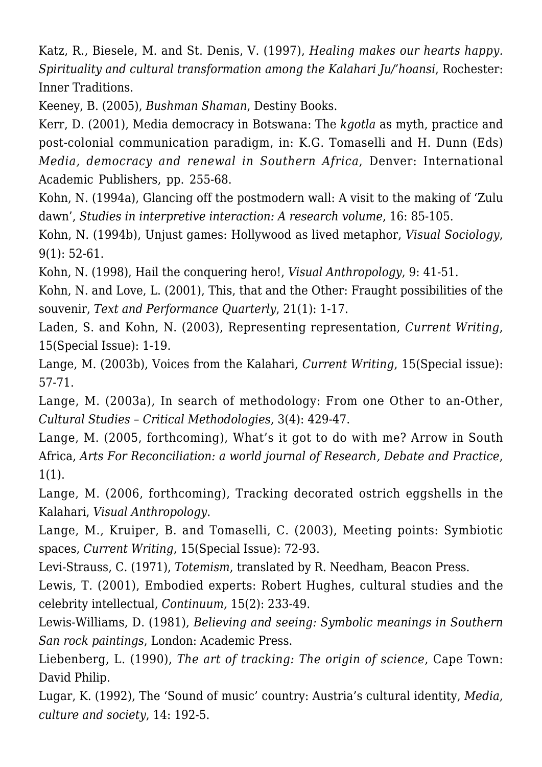Katz, R., Biesele, M. and St. Denis, V. (1997), *Healing makes our hearts happy. Spirituality and cultural transformation among the Kalahari Ju/'hoansi*, Rochester: Inner Traditions.

Keeney, B. (2005), *Bushman Shaman*, Destiny Books.

Kerr, D. (2001), Media democracy in Botswana: The *kgotla* as myth, practice and post-colonial communication paradigm, in: K.G. Tomaselli and H. Dunn (Eds) *Media, democracy and renewal in Southern Africa*, Denver: International Academic Publishers, pp. 255-68.

Kohn, N. (1994a), Glancing off the postmodern wall: A visit to the making of 'Zulu dawn', *Studies in interpretive interaction: A research volume*, 16: 85-105.

Kohn, N. (1994b), Unjust games: Hollywood as lived metaphor, *Visual Sociology*, 9(1): 52-61.

Kohn, N. (1998), Hail the conquering hero!, *Visual Anthropology*, 9: 41-51.

Kohn, N. and Love, L. (2001), This, that and the Other: Fraught possibilities of the souvenir, *Text and Performance Quarterly*, 21(1): 1-17.

Laden, S. and Kohn, N. (2003), Representing representation, *Current Writing*, 15(Special Issue): 1-19.

Lange, M. (2003b), Voices from the Kalahari, *Current Writing*, 15(Special issue): 57-71.

Lange, M. (2003a), In search of methodology: From one Other to an-Other, *Cultural Studies – Critical Methodologies*, 3(4): 429-47.

Lange, M. (2005, forthcoming), What's it got to do with me? Arrow in South Africa, *Arts For Reconciliation: a world journal of Research, Debate and Practice*, 1(1).

Lange, M. (2006, forthcoming), Tracking decorated ostrich eggshells in the Kalahari, *Visual Anthropology*.

Lange, M., Kruiper, B. and Tomaselli, C. (2003), Meeting points: Symbiotic spaces, *Current Writing*, 15(Special Issue): 72-93.

Levi-Strauss, C. (1971), *Totemism*, translated by R. Needham, Beacon Press.

Lewis, T. (2001), Embodied experts: Robert Hughes, cultural studies and the celebrity intellectual, *Continuum,* 15(2): 233-49.

Lewis-Williams, D. (1981), *Believing and seeing: Symbolic meanings in Southern San rock paintings*, London: Academic Press.

Liebenberg, L. (1990), *The art of tracking: The origin of science*, Cape Town: David Philip.

Lugar, K. (1992), The 'Sound of music' country: Austria's cultural identity, *Media, culture and society*, 14: 192-5.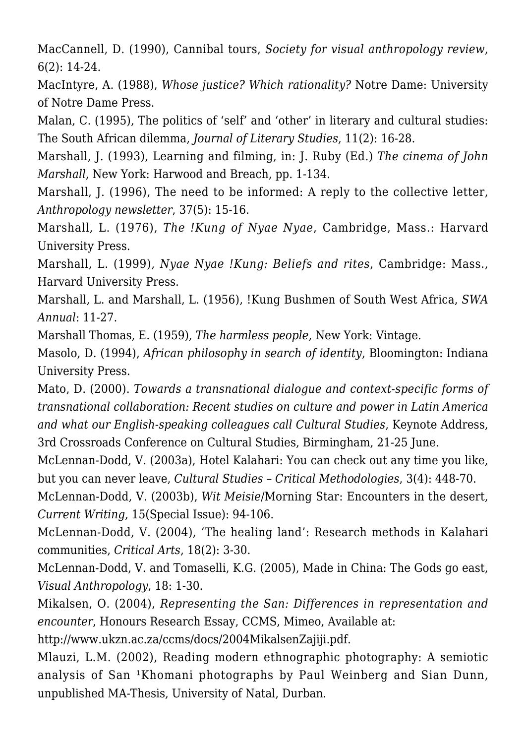MacCannell, D. (1990), Cannibal tours, *Society for visual anthropology review*, 6(2): 14-24.

MacIntyre, A. (1988), *Whose justice? Which rationality?* Notre Dame: University of Notre Dame Press.

Malan, C. (1995), The politics of 'self' and 'other' in literary and cultural studies: The South African dilemma, *Journal of Literary Studies*, 11(2): 16-28.

Marshall, J. (1993), Learning and filming, in: J. Ruby (Ed.) *The cinema of John Marshall*, New York: Harwood and Breach, pp. 1-134.

Marshall, J. (1996), The need to be informed: A reply to the collective letter, *Anthropology newsletter*, 37(5): 15-16.

Marshall, L. (1976), *The !Kung of Nyae Nyae*, Cambridge, Mass.: Harvard University Press.

Marshall, L. (1999), *Nyae Nyae !Kung: Beliefs and rites*, Cambridge: Mass., Harvard University Press.

Marshall, L. and Marshall, L. (1956), !Kung Bushmen of South West Africa, *SWA Annual*: 11-27.

Marshall Thomas, E. (1959), *The harmless people*, New York: Vintage.

Masolo, D. (1994), *African philosophy in search of identity*, Bloomington: Indiana University Press.

Mato, D. (2000). *Towards a transnational dialogue and context-specific forms of transnational collaboration: Recent studies on culture and power in Latin America and what our English-speaking colleagues call Cultural Studies*, Keynote Address, 3rd Crossroads Conference on Cultural Studies, Birmingham, 21-25 June.

McLennan-Dodd, V. (2003a), Hotel Kalahari: You can check out any time you like, but you can never leave, *Cultural Studies – Critical Methodologies*, 3(4): 448-70.

McLennan-Dodd, V. (2003b), *Wit Meisie*/Morning Star: Encounters in the desert, *Current Writing*, 15(Special Issue): 94-106.

McLennan-Dodd, V. (2004), 'The healing land': Research methods in Kalahari communities, *Critical Arts*, 18(2): 3-30.

McLennan-Dodd, V. and Tomaselli, K.G. (2005), Made in China: The Gods go east, *Visual Anthropology*, 18: 1-30.

Mikalsen, O. (2004), *Representing the San: Differences in representation and encounter*, Honours Research Essay, CCMS, Mimeo, Available at: http://www.ukzn.ac.za/ccms/docs/2004MikalsenZajiji.pdf.

Mlauzi, L.M. (2002), Reading modern ethnographic photography: A semiotic analysis of San ¹Khomani photographs by Paul Weinberg and Sian Dunn, unpublished MA-Thesis, University of Natal, Durban.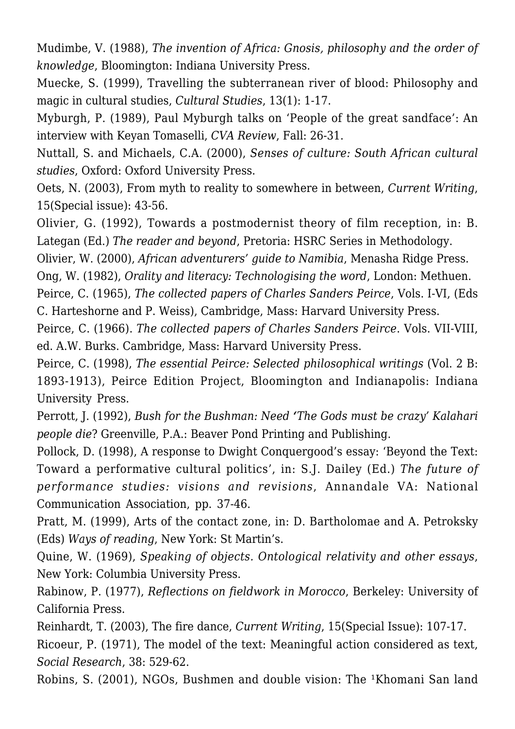Mudimbe, V. (1988), *The invention of Africa: Gnosis, philosophy and the order of knowledge*, Bloomington: Indiana University Press.

Muecke, S. (1999), Travelling the subterranean river of blood: Philosophy and magic in cultural studies, *Cultural Studies*, 13(1): 1-17.

Myburgh, P. (1989), Paul Myburgh talks on 'People of the great sandface': An interview with Keyan Tomaselli, *CVA Review*, Fall: 26-31.

Nuttall, S. and Michaels, C.A. (2000), *Senses of culture: South African cultural studies*, Oxford: Oxford University Press.

Oets, N. (2003), From myth to reality to somewhere in between, *Current Writing*, 15(Special issue): 43-56.

Olivier, G. (1992), Towards a postmodernist theory of film reception, in: B. Lategan (Ed.) *The reader and beyond*, Pretoria: HSRC Series in Methodology.

Olivier, W. (2000), *African adventurers' guide to Namibia*, Menasha Ridge Press.

Ong, W. (1982), *Orality and literacy: Technologising the word*, London: Methuen.

Peirce, C. (1965), *The collected papers of Charles Sanders Peirce*, Vols. I-VI, (Eds C. Harteshorne and P. Weiss), Cambridge, Mass: Harvard University Press.

Peirce, C. (1966). *The collected papers of Charles Sanders Peirce*. Vols. VII-VIII, ed. A.W. Burks. Cambridge, Mass: Harvard University Press.

Peirce, C. (1998), *The essential Peirce: Selected philosophical writings* (Vol. 2 B: 1893-1913), Peirce Edition Project, Bloomington and Indianapolis: Indiana University Press.

Perrott, J. (1992), *Bush for the Bushman: Need 'The Gods must be crazy' Kalahari people die*? Greenville, P.A.: Beaver Pond Printing and Publishing.

Pollock, D. (1998), A response to Dwight Conquergood's essay: 'Beyond the Text: Toward a performative cultural politics', in: S.J. Dailey (Ed.) *The future of performance studies: visions and revisions*, Annandale VA: National Communication Association, pp. 37-46.

Pratt, M. (1999), Arts of the contact zone, in: D. Bartholomae and A. Petroksky (Eds) *Ways of reading*, New York: St Martin's.

Quine, W. (1969), *Speaking of objects. Ontological relativity and other essays*, New York: Columbia University Press.

Rabinow, P. (1977), *Reflections on fieldwork in Morocco*, Berkeley: University of California Press.

Reinhardt, T. (2003), The fire dance, *Current Writing*, 15(Special Issue): 107-17.

Ricoeur, P. (1971), The model of the text: Meaningful action considered as text, *Social Research*, 38: 529-62.

Robins, S. (2001), NGOs, Bushmen and double vision: The ǂKhomani San land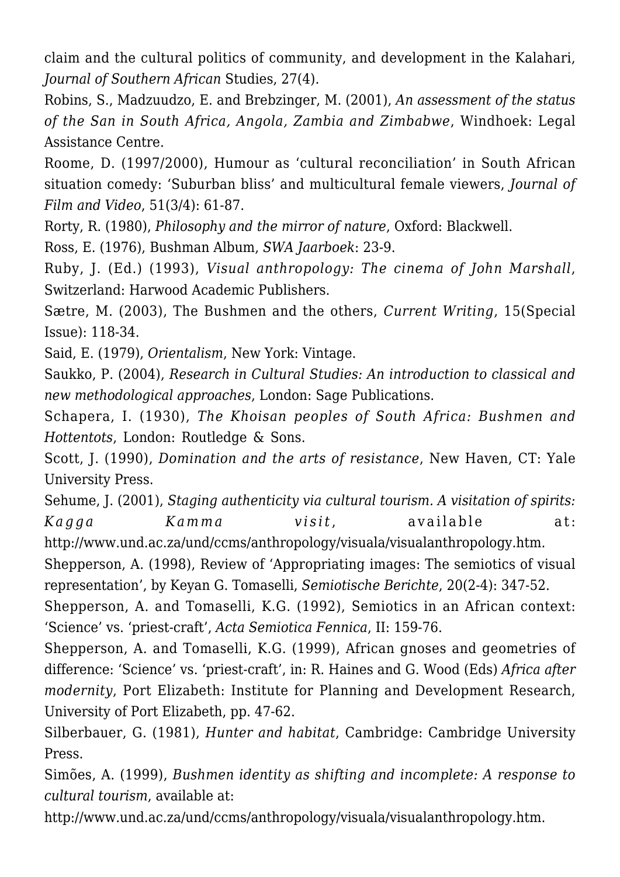claim and the cultural politics of community, and development in the Kalahari, *Journal of Southern African* Studies, 27(4).

Robins, S., Madzuudzo, E. and Brebzinger, M. (2001), *An assessment of the status of the San in South Africa, Angola, Zambia and Zimbabwe*, Windhoek: Legal Assistance Centre.

Roome, D. (1997/2000), Humour as 'cultural reconciliation' in South African situation comedy: 'Suburban bliss' and multicultural female viewers, *Journal of Film and Video*, 51(3/4): 61-87.

Rorty, R. (1980), *Philosophy and the mirror of nature*, Oxford: Blackwell.

Ross, E. (1976), Bushman Album, *SWA Jaarboek*: 23-9.

Ruby, J. (Ed.) (1993), *Visual anthropology: The cinema of John Marshall*, Switzerland: Harwood Academic Publishers.

Sætre, M. (2003), The Bushmen and the others, *Current Writing*, 15(Special Issue): 118-34.

Said, E. (1979), *Orientalism*, New York: Vintage.

Saukko, P. (2004), *Research in Cultural Studies: An introduction to classical and new methodological approaches*, London: Sage Publications.

Schapera, I. (1930), *The Khoisan peoples of South Africa: Bushmen and Hottentots*, London: Routledge & Sons.

Scott, J. (1990), *Domination and the arts of resistance*, New Haven, CT: Yale University Press.

Sehume, J. (2001), *Staging authenticity via cultural tourism. A visitation of spirits: Kagga Kamma visit*, available at: http://www.und.ac.za/und/ccms/anthropology/visuala/visualanthropology.htm.

Shepperson, A. (1998), Review of 'Appropriating images: The semiotics of visual representation', by Keyan G. Tomaselli, *Semiotische Berichte*, 20(2-4): 347-52.

Shepperson, A. and Tomaselli, K.G. (1992), Semiotics in an African context: 'Science' vs. 'priest-craft', *Acta Semiotica Fennica*, II: 159-76.

Shepperson, A. and Tomaselli, K.G. (1999), African gnoses and geometries of difference: 'Science' vs. 'priest-craft', in: R. Haines and G. Wood (Eds) *Africa after modernity*, Port Elizabeth: Institute for Planning and Development Research, University of Port Elizabeth, pp. 47-62.

Silberbauer, G. (1981), *Hunter and habitat*, Cambridge: Cambridge University Press.

Simões, A. (1999), *Bushmen identity as shifting and incomplete: A response to cultural tourism*, available at: http://www.und.ac.za/und/ccms/anthropology/visuala/visualanthropology.htm.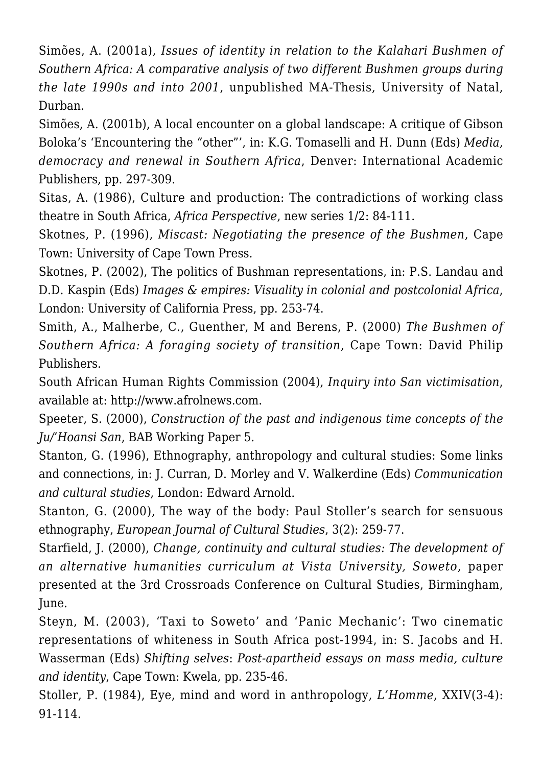Simões, A. (2001a), *Issues of identity in relation to the Kalahari Bushmen of Southern Africa: A comparative analysis of two different Bushmen groups during the late 1990s and into 2001*, unpublished MA-Thesis, University of Natal, Durban.

Simões, A. (2001b), A local encounter on a global landscape: A critique of Gibson Boloka's 'Encountering the "other"', in: K.G. Tomaselli and H. Dunn (Eds) *Media, democracy and renewal in Southern Africa*, Denver: International Academic Publishers, pp. 297-309.

Sitas, A. (1986), Culture and production: The contradictions of working class theatre in South Africa, *Africa Perspective*, new series 1/2: 84-111.

Skotnes, P. (1996), *Miscast: Negotiating the presence of the Bushmen*, Cape Town: University of Cape Town Press.

Skotnes, P. (2002), The politics of Bushman representations, in: P.S. Landau and D.D. Kaspin (Eds) *Images & empires: Visuality in colonial and postcolonial Africa*, London: University of California Press, pp. 253-74.

Smith, A., Malherbe, C., Guenther, M and Berens, P. (2000) *The Bushmen of Southern Africa: A foraging society of transition*, Cape Town: David Philip Publishers.

South African Human Rights Commission (2004), *Inquiry into San victimisation*, available at: http://www.afrolnews.com.

Speeter, S. (2000), *Construction of the past and indigenous time concepts of the Ju/'Hoansi San*, BAB Working Paper 5.

Stanton, G. (1996), Ethnography, anthropology and cultural studies: Some links and connections, in: J. Curran, D. Morley and V. Walkerdine (Eds) *Communication and cultural studies*, London: Edward Arnold.

Stanton, G. (2000), The way of the body: Paul Stoller's search for sensuous ethnography, *European Journal of Cultural Studies*, 3(2): 259-77.

Starfield, J. (2000), *Change, continuity and cultural studies: The development of an alternative humanities curriculum at Vista University, Soweto*, paper presented at the 3rd Crossroads Conference on Cultural Studies, Birmingham, June.

Steyn, M. (2003), 'Taxi to Soweto' and 'Panic Mechanic': Two cinematic representations of whiteness in South Africa post-1994, in: S. Jacobs and H. Wasserman (Eds) *Shifting selves*: *Post-apartheid essays on mass media, culture and identity*, Cape Town: Kwela, pp. 235-46.

Stoller, P. (1984), Eye, mind and word in anthropology, *L'Homme*, XXIV(3-4): 91-114.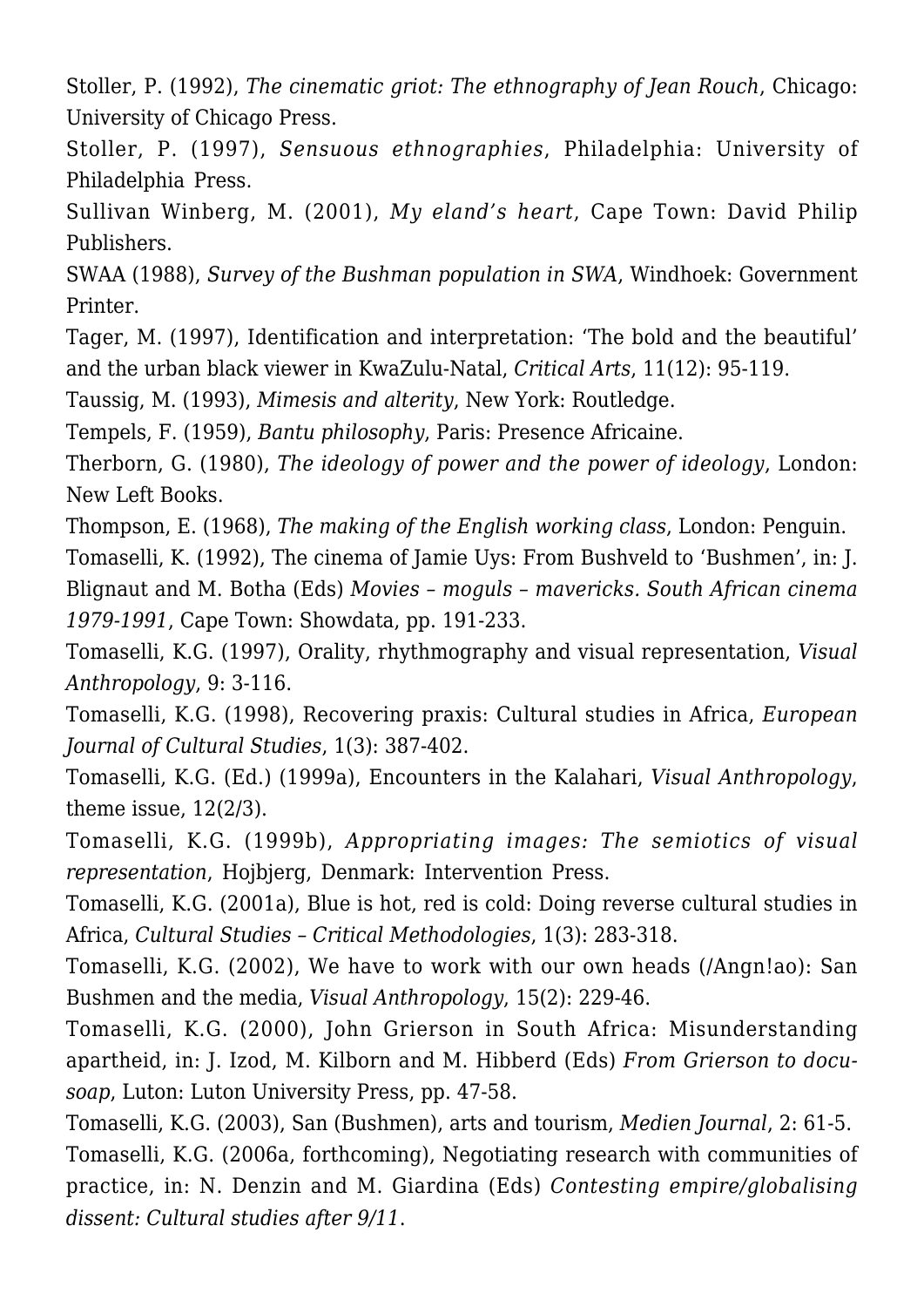Stoller, P. (1992), *The cinematic griot: The ethnography of Jean Rouch*, Chicago: University of Chicago Press.

Stoller, P. (1997), *Sensuous ethnographies*, Philadelphia: University of Philadelphia Press.

Sullivan Winberg, M. (2001), *My eland's heart*, Cape Town: David Philip Publishers.

SWAA (1988), *Survey of the Bushman population in SWA*, Windhoek: Government Printer.

Tager, M. (1997), Identification and interpretation: 'The bold and the beautiful' and the urban black viewer in KwaZulu-Natal, *Critical Arts*, 11(12): 95-119.

Taussig, M. (1993), *Mimesis and alterity*, New York: Routledge.

Tempels, F. (1959), *Bantu philosophy*, Paris: Presence Africaine.

Therborn, G. (1980), *The ideology of power and the power of ideology*, London: New Left Books.

Thompson, E. (1968), *The making of the English working class*, London: Penguin.

Tomaselli, K. (1992), The cinema of Jamie Uys: From Bushveld to 'Bushmen', in: J. Blignaut and M. Botha (Eds) *Movies – moguls – mavericks. South African cinema 1979-1991*, Cape Town: Showdata, pp. 191-233.

Tomaselli, K.G. (1997), Orality, rhythmography and visual representation, *Visual Anthropology*, 9: 3-116.

Tomaselli, K.G. (1998), Recovering praxis: Cultural studies in Africa, *European Journal of Cultural Studies*, 1(3): 387-402.

Tomaselli, K.G. (Ed.) (1999a), Encounters in the Kalahari, *Visual Anthropology*, theme issue, 12(2/3).

Tomaselli, K.G. (1999b), *Appropriating images: The semiotics of visual representation*, Hojbjerg, Denmark: Intervention Press.

Tomaselli, K.G. (2001a), Blue is hot, red is cold: Doing reverse cultural studies in Africa, *Cultural Studies – Critical Methodologies*, 1(3): 283-318.

Tomaselli, K.G. (2002), We have to work with our own heads (/Angn!ao): San Bushmen and the media, *Visual Anthropology*, 15(2): 229-46.

Tomaselli, K.G. (2000), John Grierson in South Africa: Misunderstanding apartheid, in: J. Izod, M. Kilborn and M. Hibberd (Eds) *From Grierson to docu-soap*, Luton: Luton University Press, pp. 47-58.

Tomaselli, K.G. (2003), San (Bushmen), arts and tourism, *Medien Journal*, 2: 61-5.

Tomaselli, K.G. (2006a, forthcoming), Negotiating research with communities of practice, in: N. Denzin and M. Giardina (Eds) *Contesting empire/globalising dissent: Cultural studies after 9/11*.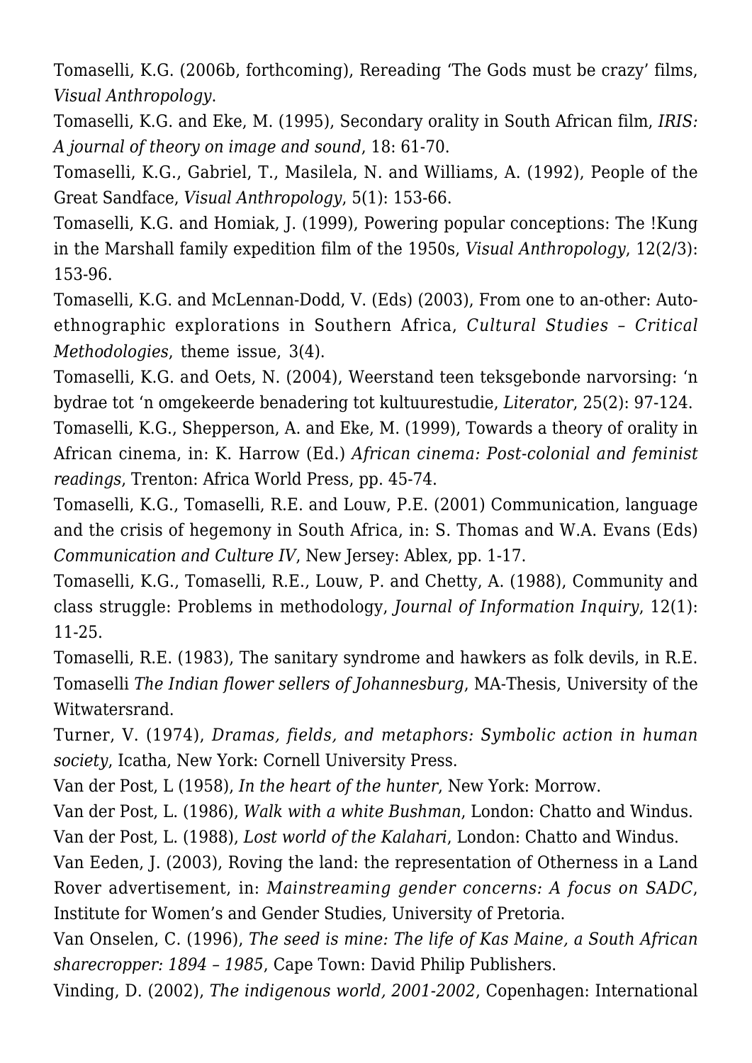Tomaselli, K.G. (2006b, forthcoming), Rereading 'The Gods must be crazy' films, *Visual Anthropology*.

Tomaselli, K.G. and Eke, M. (1995), Secondary orality in South African film, *IRIS: A journal of theory on image and sound*, 18: 61-70.

Tomaselli, K.G., Gabriel, T., Masilela, N. and Williams, A. (1992), People of the Great Sandface, *Visual Anthropology*, 5(1): 153-66.

Tomaselli, K.G. and Homiak, J. (1999), Powering popular conceptions: The !Kung in the Marshall family expedition film of the 1950s, *Visual Anthropology*, 12(2/3): 153-96.

Tomaselli, K.G. and McLennan-Dodd, V. (Eds) (2003), From one to an-other: Auto-ethnographic explorations in Southern Africa, *Cultural Studies – Critical Methodologies*, theme issue, 3(4).

Tomaselli, K.G. and Oets, N. (2004), Weerstand teen teksgebonde narvorsing: 'n bydrae tot 'n omgekeerde benadering tot kultuurestudie, *Literator*, 25(2): 97-124.

Tomaselli, K.G., Shepperson, A. and Eke, M. (1999), Towards a theory of orality in African cinema, in: K. Harrow (Ed.) *African cinema: Post-colonial and feminist readings*, Trenton: Africa World Press, pp. 45-74.

Tomaselli, K.G., Tomaselli, R.E. and Louw, P.E. (2001) Communication, language and the crisis of hegemony in South Africa, in: S. Thomas and W.A. Evans (Eds) *Communication and Culture IV*, New Jersey: Ablex, pp. 1-17.

Tomaselli, K.G., Tomaselli, R.E., Louw, P. and Chetty, A. (1988), Community and class struggle: Problems in methodology, *Journal of Information Inquiry*, 12(1): 11-25.

Tomaselli, R.E. (1983), The sanitary syndrome and hawkers as folk devils, in R.E. Tomaselli *The Indian flower sellers of Johannesburg*, MA-Thesis, University of the Witwatersrand.

Turner, V. (1974), *Dramas, fields, and metaphors: Symbolic action in human society*, Icatha, New York: Cornell University Press.

Van der Post, L (1958), *In the heart of the hunter*, New York: Morrow.

Van der Post, L. (1986), *Walk with a white Bushman*, London: Chatto and Windus.

Van der Post, L. (1988), *Lost world of the Kalahari*, London: Chatto and Windus.

Van Eeden, J. (2003), Roving the land: the representation of Otherness in a Land Rover advertisement, in: *Mainstreaming gender concerns: A focus on SADC*, Institute for Women's and Gender Studies, University of Pretoria.

Van Onselen, C. (1996), *The seed is mine: The life of Kas Maine, a South African sharecropper: 1894 – 1985*, Cape Town: David Philip Publishers.

Vinding, D. (2002), *The indigenous world, 2001-2002*, Copenhagen: International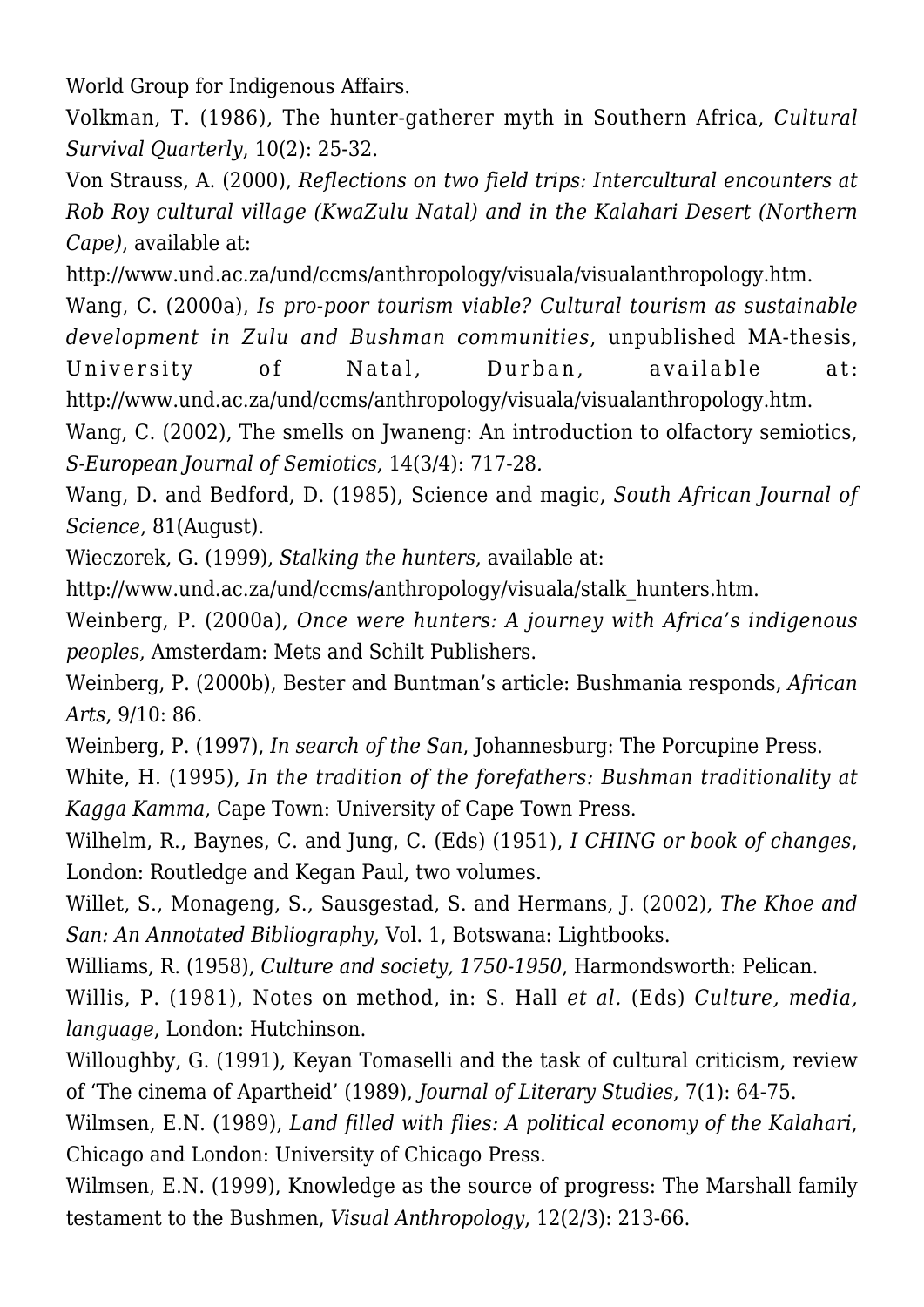World Group for Indigenous Affairs.

Volkman, T. (1986), The hunter-gatherer myth in Southern Africa, *Cultural Survival Quarterly*, 10(2): 25-32.

Von Strauss, A. (2000), *Reflections on two field trips: Intercultural encounters at Rob Roy cultural village (KwaZulu Natal) and in the Kalahari Desert (Northern Cape)*, available at:

http://www.und.ac.za/und/ccms/anthropology/visuala/visualanthropology.htm.

Wang, C. (2000a), *Is pro-poor tourism viable? Cultural tourism as sustainable development in Zulu and Bushman communities*, unpublished MA-thesis, University of Natal, Durban, available at: http://www.und.ac.za/und/ccms/anthropology/visuala/visualanthropology.htm.

Wang, C. (2002), The smells on Jwaneng: An introduction to olfactory semiotics, *S-European Journal of Semiotics*, 14(3/4): 717-28.

Wang, D. and Bedford, D. (1985), Science and magic, *South African Journal of Science*, 81(August).

Wieczorek, G. (1999), *Stalking the hunters*, available at:

http://www.und.ac.za/und/ccms/anthropology/visuala/stalk_hunters.htm.

Weinberg, P. (2000a), *Once were hunters: A journey with Africa's indigenous peoples*, Amsterdam: Mets and Schilt Publishers.

Weinberg, P. (2000b), Bester and Buntman's article: Bushmania responds, *African Arts*, 9/10: 86.

Weinberg, P. (1997), *In search of the San*, Johannesburg: The Porcupine Press.

White, H. (1995), *In the tradition of the forefathers: Bushman traditionality at Kagga Kamma*, Cape Town: University of Cape Town Press.

Wilhelm, R., Baynes, C. and Jung, C. (Eds) (1951), *I CHING or book of changes*, London: Routledge and Kegan Paul, two volumes.

Willet, S., Monageng, S., Sausgestad, S. and Hermans, J. (2002), *The Khoe and San: An Annotated Bibliography*, Vol. 1, Botswana: Lightbooks.

Williams, R. (1958), *Culture and society, 1750-1950*, Harmondsworth: Pelican.

Willis, P. (1981), Notes on method, in: S. Hall *et al.* (Eds) *Culture, media, language*, London: Hutchinson.

Willoughby, G. (1991), Keyan Tomaselli and the task of cultural criticism, review of 'The cinema of Apartheid' (1989), *Journal of Literary Studies*, 7(1): 64-75.

Wilmsen, E.N. (1989), *Land filled with flies: A political economy of the Kalahari*, Chicago and London: University of Chicago Press.

Wilmsen, E.N. (1999), Knowledge as the source of progress: The Marshall family testament to the Bushmen, *Visual Anthropology*, 12(2/3): 213-66.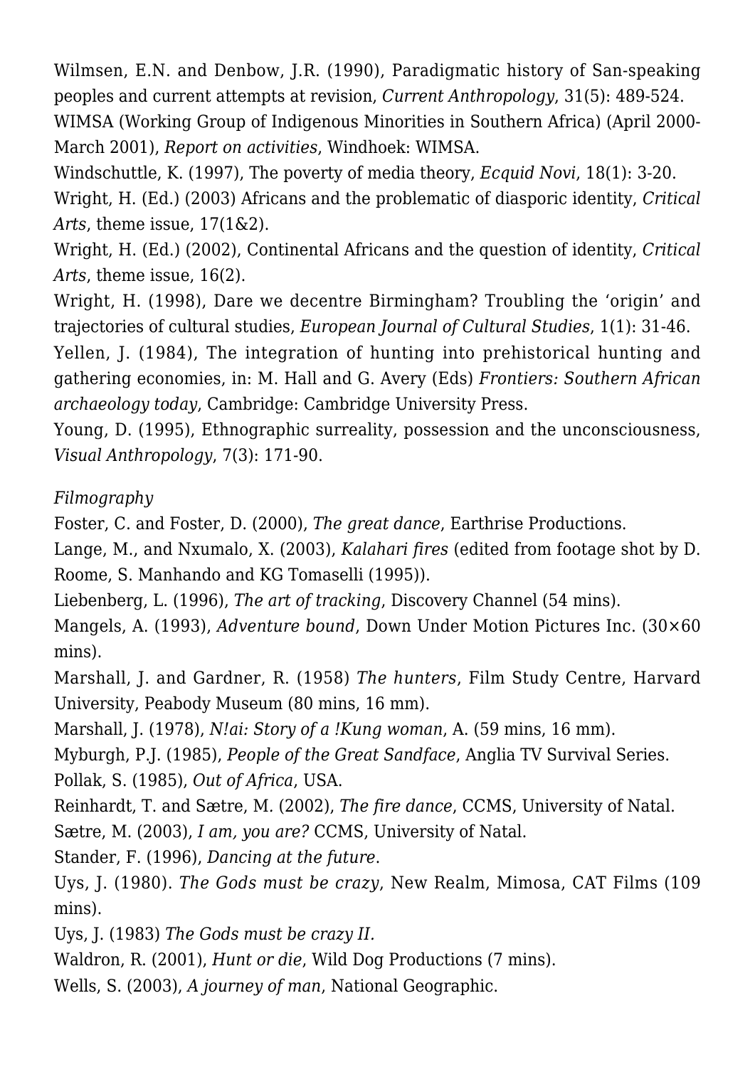Wilmsen, E.N. and Denbow, J.R. (1990), Paradigmatic history of San-speaking peoples and current attempts at revision, *Current Anthropology*, 31(5): 489-524.

WIMSA (Working Group of Indigenous Minorities in Southern Africa) (April 2000-March 2001), *Report on activities*, Windhoek: WIMSA.

Windschuttle, K. (1997), The poverty of media theory, *Ecquid Novi*, 18(1): 3-20.

Wright, H. (Ed.) (2003) Africans and the problematic of diasporic identity, *Critical Arts*, theme issue, 17(1&2).

Wright, H. (Ed.) (2002), Continental Africans and the question of identity, *Critical Arts*, theme issue, 16(2).

Wright, H. (1998), Dare we decentre Birmingham? Troubling the 'origin' and trajectories of cultural studies, *European Journal of Cultural Studies*, 1(1): 31-46.

Yellen, J. (1984), The integration of hunting into prehistorical hunting and gathering economies, in: M. Hall and G. Avery (Eds) *Frontiers: Southern African archaeology today*, Cambridge: Cambridge University Press.

Young, D. (1995), Ethnographic surreality, possession and the unconsciousness, *Visual Anthropology*, 7(3): 171-90.

*Filmography*

Foster, C. and Foster, D. (2000), *The great dance*, Earthrise Productions.

Lange, M., and Nxumalo, X. (2003), *Kalahari fires* (edited from footage shot by D. Roome, S. Manhando and KG Tomaselli (1995)).

Liebenberg, L. (1996), *The art of tracking*, Discovery Channel (54 mins).

Mangels, A. (1993), *Adventure bound*, Down Under Motion Pictures Inc. (30×60 mins).

Marshall, J. and Gardner, R. (1958) *The hunters*, Film Study Centre, Harvard University, Peabody Museum (80 mins, 16 mm).

Marshall, J. (1978), *N!ai: Story of a !Kung woman*, A. (59 mins, 16 mm).

Myburgh, P.J. (1985), *People of the Great Sandface*, Anglia TV Survival Series.

Pollak, S. (1985), *Out of Africa*, USA.

Reinhardt, T. and Sætre, M. (2002), *The fire dance*, CCMS, University of Natal.

Sætre, M. (2003), *I am, you are?* CCMS, University of Natal.

Stander, F. (1996), *Dancing at the future*.

Uys, J. (1980). *The Gods must be crazy*, New Realm, Mimosa, CAT Films (109 mins).

Uys, J. (1983) *The Gods must be crazy II.*

Waldron, R. (2001), *Hunt or die*, Wild Dog Productions (7 mins).

Wells, S. (2003), *A journey of man*, National Geographic.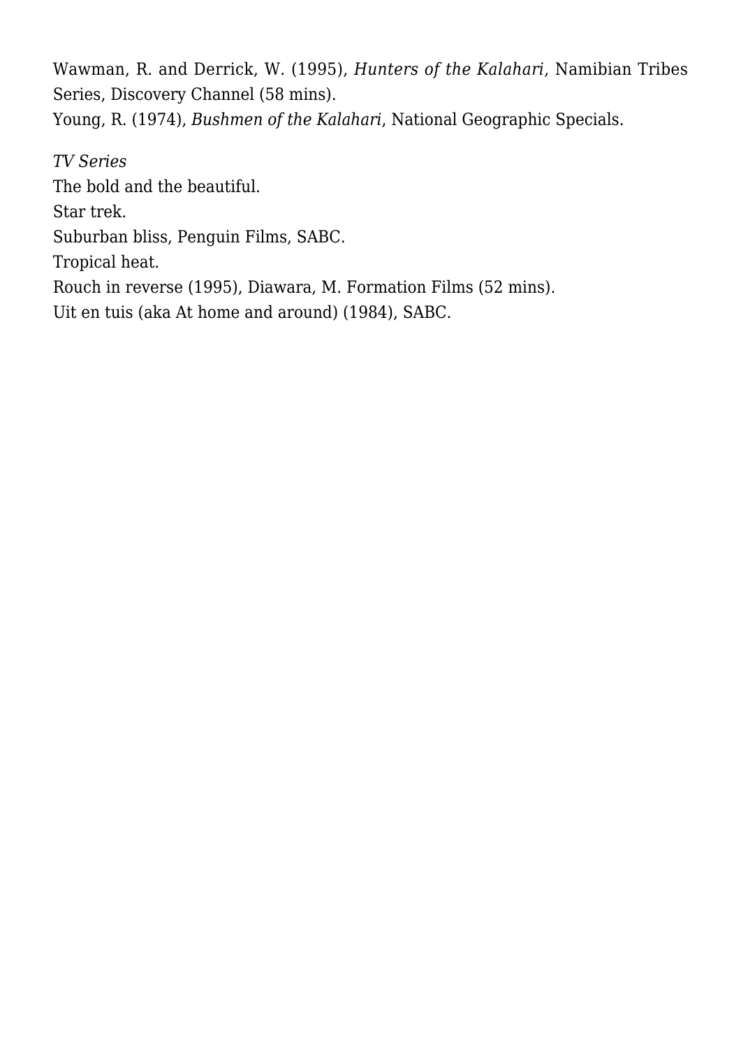Wawman, R. and Derrick, W. (1995), *Hunters of the Kalahari*, Namibian Tribes Series, Discovery Channel (58 mins).

Young, R. (1974), *Bushmen of the Kalahari*, National Geographic Specials.

*TV Series*

The bold and the beautiful.

Star trek.

Suburban bliss, Penguin Films, SABC.

Tropical heat.

Rouch in reverse (1995), Diawara, M. Formation Films (52 mins).

Uit en tuis (aka At home and around) (1984), SABC.